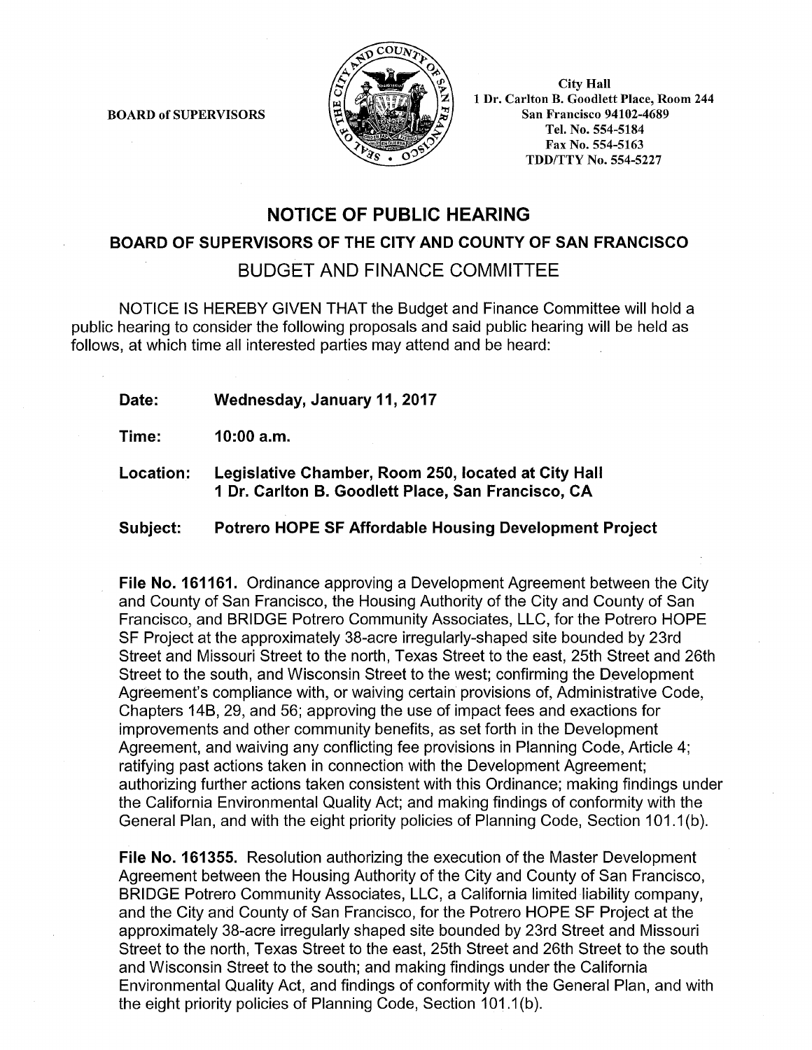BOARD of SUPERVISORS

City Hall
1 Dr. Carlton B. Goodlett Place, Room 244
San Francisco 94102-4689
Tel. No. 554-5184
Fax No. 554-5163
TDD/TTY No. 554-5227

# NOTICE OF PUBLIC HEARING

## BOARD OF SUPERVISORS OF THE CITY AND COUNTY OF SAN FRANCISCO

## BUDGET AND FINANCE COMMITTEE

NOTICE IS HEREBY GIVEN THAT the Budget and Finance Committee will hold a public hearing to consider the following proposals and said public hearing will be held as follows, at which time all interested parties may attend and be heard:

**Date:** **Wednesday, January 11, 2017**

**Time:** **10:00 a.m.**

**Location:** **Legislative Chamber, Room 250, located at City Hall 1 Dr. Carlton B. Goodlett Place, San Francisco, CA**

**Subject:** **Potrero HOPE SF Affordable Housing Development Project**

**File No. 161161.** Ordinance approving a Development Agreement between the City and County of San Francisco, the Housing Authority of the City and County of San Francisco, and BRIDGE Potrero Community Associates, LLC, for the Potrero HOPE SF Project at the approximately 38-acre irregularly-shaped site bounded by 23rd Street and Missouri Street to the north, Texas Street to the east, 25th Street and 26th Street to the south, and Wisconsin Street to the west; confirming the Development Agreement's compliance with, or waiving certain provisions of, Administrative Code, Chapters 14B, 29, and 56; approving the use of impact fees and exactions for improvements and other community benefits, as set forth in the Development Agreement, and waiving any conflicting fee provisions in Planning Code, Article 4; ratifying past actions taken in connection with the Development Agreement; authorizing further actions taken consistent with this Ordinance; making findings under the California Environmental Quality Act; and making findings of conformity with the General Plan, and with the eight priority policies of Planning Code, Section 101.1(b).

**File No. 161355.** Resolution authorizing the execution of the Master Development Agreement between the Housing Authority of the City and County of San Francisco, BRIDGE Potrero Community Associates, LLC, a California limited liability company, and the City and County of San Francisco, for the Potrero HOPE SF Project at the approximately 38-acre irregularly shaped site bounded by 23rd Street and Missouri Street to the north, Texas Street to the east, 25th Street and 26th Street to the south and Wisconsin Street to the south; and making findings under the California Environmental Quality Act, and findings of conformity with the General Plan, and with the eight priority policies of Planning Code, Section 101.1(b).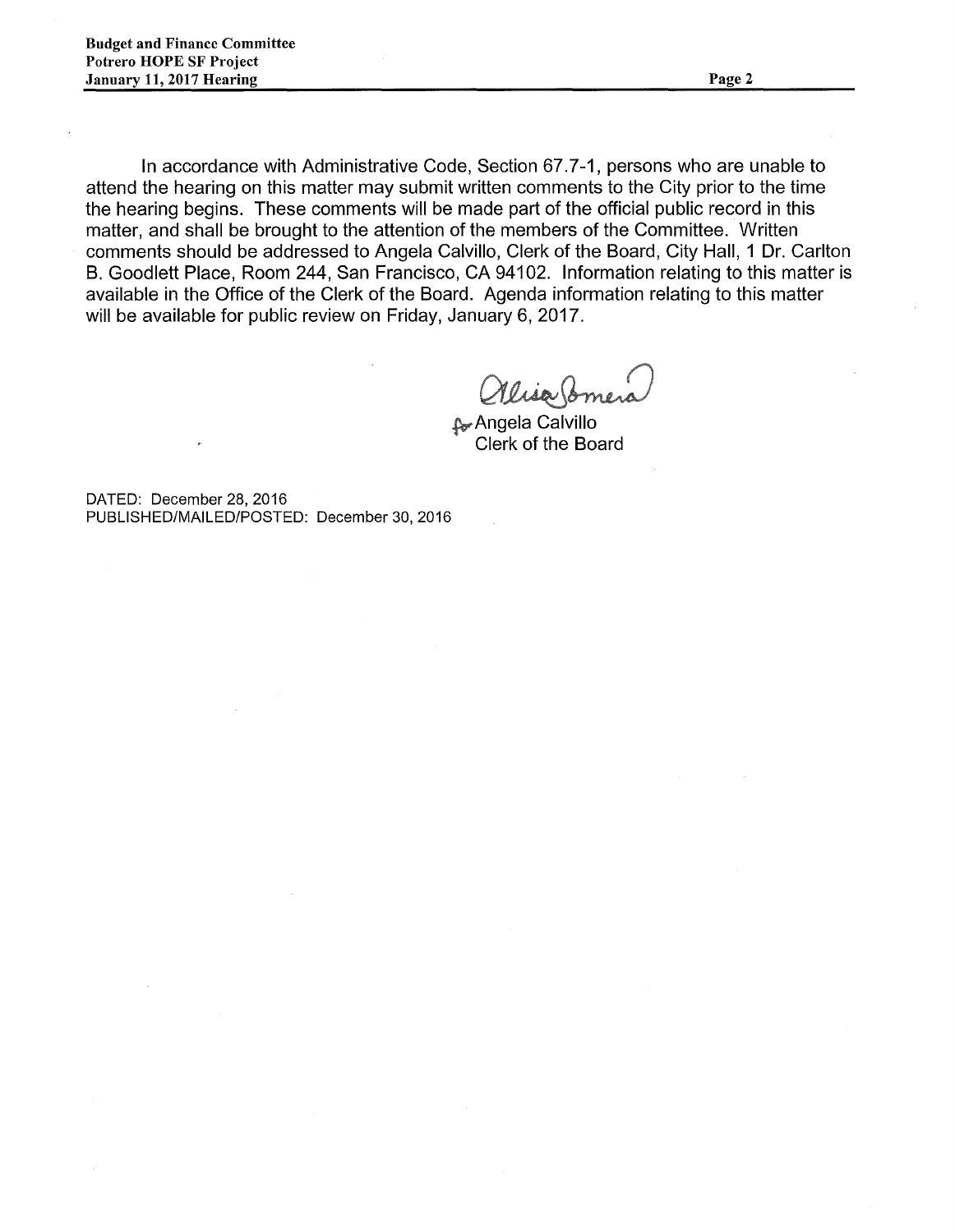In accordance with Administrative Code, Section 67.7-1, persons who are unable to attend the hearing on this matter may submit written comments to the City prior to the time the hearing begins. These comments will be made part of the official public record in this matter, and shall be brought to the attention of the members of the Committee. Written comments should be addressed to Angela Calvillo, Clerk of the Board, City Hall, 1 Dr. Carlton B. Goodlett Place, Room 244, San Francisco, CA 94102. Information relating to this matter is available in the Office of the Clerk of the Board. Agenda information relating to this matter will be available for public review on Friday, January 6, 2017.

Alisa Somera

for Angela Calvillo
Clerk of the Board

DATED: December 28, 2016
PUBLISHED/MAILED/POSTED: December 30, 2016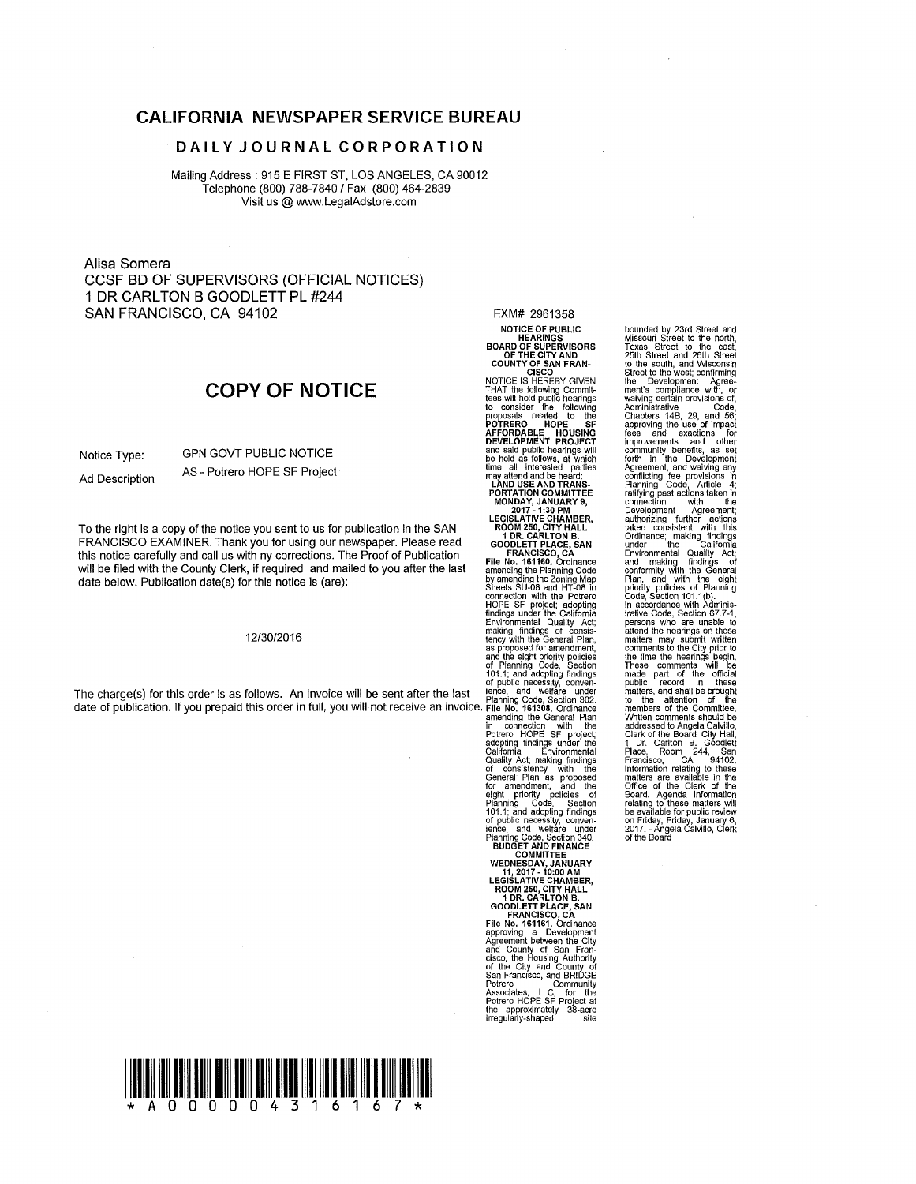# CALIFORNIA NEWSPAPER SERVICE BUREAU

## DAILY JOURNAL CORPORATION

Mailing Address : 915 E FIRST ST, LOS ANGELES, CA 90012
Telephone (800) 788-7840 / Fax (800) 464-2839
Visit us @ www.LegalAdstore.com

Alisa Somera
CCSF BD OF SUPERVISORS (OFFICIAL NOTICES)
1 DR CARLTON B GOODLETT PL #244
SAN FRANCISCO, CA 94102

EXM# 2961358

## COPY OF NOTICE

Notice Type: GPN GOVT PUBLIC NOTICE

Ad Description: AS - Potrero HOPE SF Project

To the right is a copy of the notice you sent to us for publication in the SAN FRANCISCO EXAMINER. Thank you for using our newspaper. Please read this notice carefully and call us with ny corrections. The Proof of Publication will be filed with the County Clerk, if required, and mailed to you after the last date below. Publication date(s) for this notice is (are):

12/30/2016

The charge(s) for this order is as follows. An invoice will be sent after the last date of publication. If you prepaid this order in full, you will not receive an invoice.

**NOTICE OF PUBLIC HEARINGS**
**BOARD OF SUPERVISORS OF THE CITY AND COUNTY OF SAN FRANCISCO**

NOTICE IS HEREBY GIVEN THAT the following Committees will hold public hearings to consider the following proposals related to the **POTRERO HOPE SF AFFORDABLE HOUSING DEVELOPMENT PROJECT** and said public hearings will be held as follows, at which time all interested parties may attend and be heard:

**LAND USE AND TRANSPORTATION COMMITTEE**
**MONDAY, JANUARY 9, 2017 - 1:30 PM**
**LEGISLATIVE CHAMBER, ROOM 250, CITY HALL**
**1 DR. CARLTON B. GOODLETT PLACE, SAN FRANCISCO, CA**

**File No. 161160.** Ordinance amending the Planning Code by amending the Zoning Map Sheets SU-08 and HT-08 in connection with the Potrero HOPE SF project; adopting findings under the California Environmental Quality Act; making findings of consistency with the General Plan, as proposed for amendment, and the eight priority policies of Planning Code, Section 101.1; and adopting findings of public necessity, convenience, and welfare under Planning Code, Section 302.

**File No. 161308.** Ordinance amending the General Plan in connection with the Potrero HOPE SF project; adopting findings under the California Environmental Quality Act; making findings of consistency with the General Plan as proposed for amendment, and the eight priority policies of Planning Code, Section 101.1; and adopting findings of public necessity, convenience, and welfare under Planning Code, Section 340.

**BUDGET AND FINANCE COMMITTEE**
**WEDNESDAY, JANUARY 11, 2017 - 10:00 AM**
**LEGISLATIVE CHAMBER, ROOM 250, CITY HALL**
**1 DR. CARLTON B. GOODLETT PLACE, SAN FRANCISCO, CA**

**File No. 161161.** Ordinance approving a Development Agreement between the City and County of San Francisco, the Housing Authority of the City and County of San Francisco, and BRIDGE Potrero Community Associates, LLC, for the Potrero HOPE SF Project at the approximately 38-acre irregularly-shaped site bounded by 23rd Street and Missouri Street to the north, Texas Street to the east, 25th Street and 26th Street to the south, and Wisconsin Street to the west; confirming the Development Agreement's compliance with, or waiving certain provisions of, Administrative Code, Chapters 14B, 29, and 56; approving the use of impact fees and exactions for improvements and other community benefits, as set forth in the Development Agreement, and waiving any conflicting fee provisions in Planning Code, Article 4; ratifying past actions taken in connection with the Development Agreement; authorizing further actions taken consistent with this Ordinance; making findings under the California Environmental Quality Act; and making findings of conformity with the General Plan, and with the eight priority policies of Planning Code, Section 101.1(b).

In accordance with Administrative Code, Section 67.7-1, persons who are unable to attend the hearings on these matters may submit written comments to the City prior to the time the hearings begin. These comments will be made part of the official public record in these matters, and shall be brought to the attention of the members of the Committee. Written comments should be addressed to Angela Calvillo, Clerk of the Board, City Hall, 1 Dr. Carlton B. Goodlett Place, Room 244, San Francisco, CA 94102. Information relating to these matters are available in the Office of the Clerk of the Board. Agenda information relating to these matters will be available for public review on Friday, Friday, January 6, 2017. - Angela Calvillo, Clerk of the Board

\* A 0 0 0 0 0 4 3 1 6 1 6 7 \*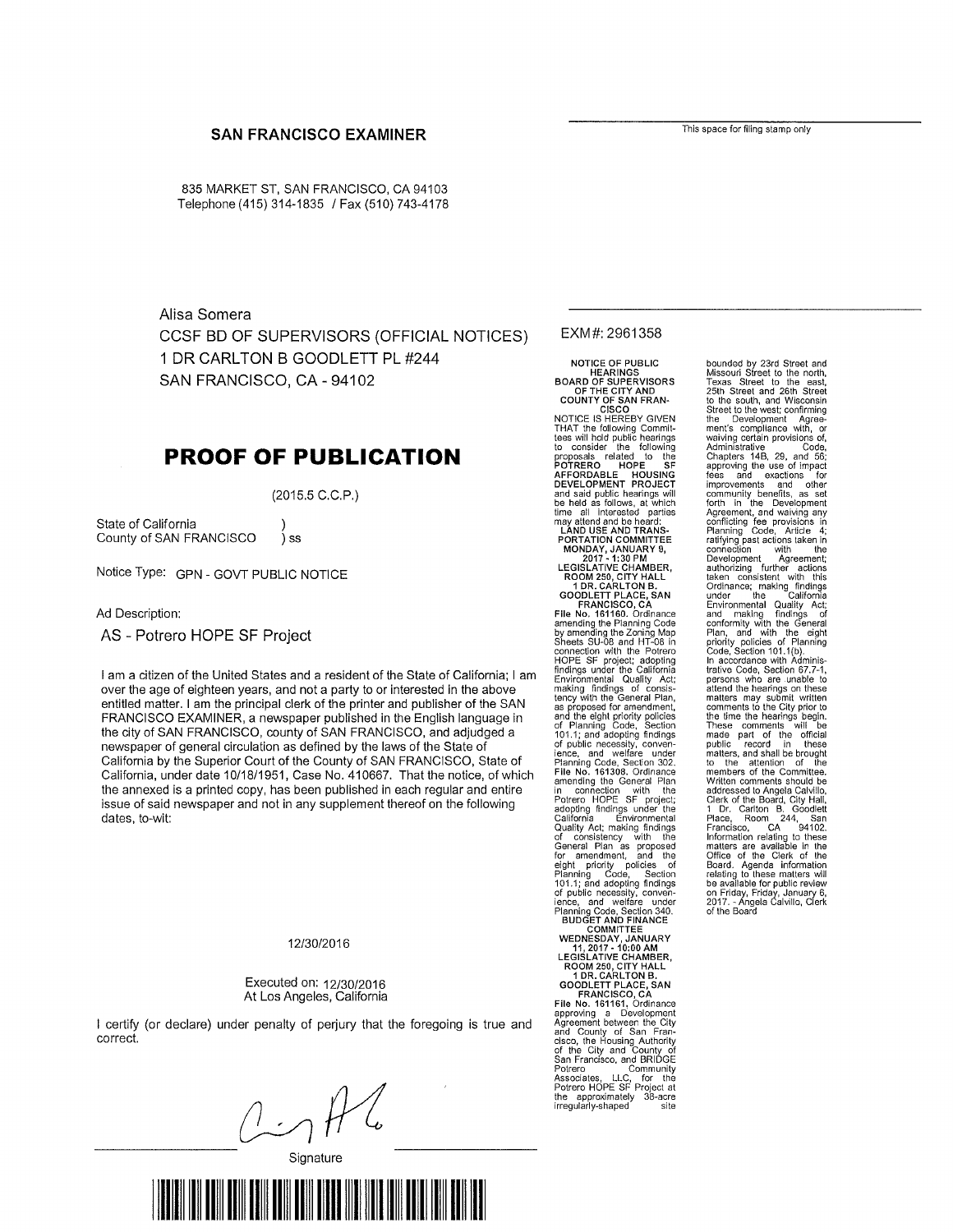**SAN FRANCISCO EXAMINER**

This space for filing stamp only

835 MARKET ST, SAN FRANCISCO, CA 94103
Telephone (415) 314-1835 / Fax (510) 743-4178

Alisa Somera
CCSF BD OF SUPERVISORS (OFFICIAL NOTICES)
1 DR CARLTON B GOODLETT PL #244
SAN FRANCISCO, CA - 94102

# PROOF OF PUBLICATION

(2015.5 C.C.P.)

State of California )
County of SAN FRANCISCO ) ss

Notice Type: GPN - GOVT PUBLIC NOTICE

Ad Description:

AS - Potrero HOPE SF Project

I am a citizen of the United States and a resident of the State of California; I am over the age of eighteen years, and not a party to or interested in the above entitled matter. I am the principal clerk of the printer and publisher of the SAN FRANCISCO EXAMINER, a newspaper published in the English language in the city of SAN FRANCISCO, county of SAN FRANCISCO, and adjudged a newspaper of general circulation as defined by the laws of the State of California by the Superior Court of the County of SAN FRANCISCO, State of California, under date 10/18/1951, Case No. 410667. That the notice, of which the annexed is a printed copy, has been published in each regular and entire issue of said newspaper and not in any supplement thereof on the following dates, to-wit:

12/30/2016

Executed on: 12/30/2016
At Los Angeles, California

I certify (or declare) under penalty of perjury that the foregoing is true and correct.

Signature

EXM#: 2961358

**NOTICE OF PUBLIC HEARINGS BOARD OF SUPERVISORS OF THE CITY AND COUNTY OF SAN FRANCISCO**

NOTICE IS HEREBY GIVEN THAT the following Committees will hold public hearings to consider the following proposals related to the **POTRERO HOPE SF AFFORDABLE HOUSING DEVELOPMENT PROJECT** and said public hearings will be held as follows, at which time all interested parties may attend and be heard:

**LAND USE AND TRANSPORTATION COMMITTEE MONDAY, JANUARY 9, 2017 - 1:30 PM LEGISLATIVE CHAMBER, ROOM 250, CITY HALL 1 DR. CARLTON B. GOODLETT PLACE, SAN FRANCISCO, CA**

**File No. 161160.** Ordinance amending the Planning Code by amending the Zoning Map Sheets SU-08 and HT-08 in connection with the Potrero HOPE SF project; adopting findings under the California Environmental Quality Act; making findings of consistency with the General Plan, as proposed for amendment, and the eight priority policies of Planning Code, Section 101.1; and adopting findings of public necessity, convenience, and welfare under Planning Code, Section 302.

**File No. 161308.** Ordinance amending the General Plan in connection with the Potrero HOPE SF project; adopting findings under the California Environmental Quality Act; making findings of consistency with the General Plan as proposed for amendment, and the eight priority policies of Planning Code, Section 101.1; and adopting findings of public necessity, convenience, and welfare under Planning Code, Section 340.

**BUDGET AND FINANCE COMMITTEE WEDNESDAY, JANUARY 11, 2017 - 10:00 AM LEGISLATIVE CHAMBER, ROOM 250, CITY HALL 1 DR. CARLTON B. GOODLETT PLACE, SAN FRANCISCO, CA**

**File No. 161161.** Ordinance approving a Development Agreement between the City and County of San Francisco, the Housing Authority of the City and County of San Francisco, and BRIDGE Potrero Community Associates, LLC, for the Potrero HOPE SF Project at the approximately 38-acre irregularly-shaped site bounded by 23rd Street and Missouri Street to the north, Texas Street to the east, 25th Street and 26th Street to the south, and Wisconsin Street to the west; confirming the Development Agreement's compliance with, or waiving certain provisions of, Administrative Code, Chapters 14B, 29, and 56; approving the use of impact fees and exactions for improvements and other community benefits, as set forth in the Development Agreement, and waiving any conflicting fee provisions in Planning Code, Article 4; ratifying past actions taken in connection with the Development Agreement; authorizing further actions taken consistent with this Ordinance; making findings under the California Environmental Quality Act; and making findings of conformity with the General Plan, and with the eight priority policies of Planning Code, Section 101.1(b).

In accordance with Administrative Code, Section 67.7-1, persons who are unable to attend the hearings on these matters may submit written comments to the City prior to the time the hearings begin. These comments will be made part of the official public record in these matters, and shall be brought to the attention of the members of the Committee. Written comments should be addressed to Angela Calvillo, Clerk of the Board, City Hall, 1 Dr. Carlton B. Goodlett Place, Room 244, San Francisco, CA 94102. Information relating to these matters are available in the Office of the Clerk of the Board. Agenda information relating to these matters will be available for public review on Friday, Friday, January 6, 2017. - Angela Calvillo, Clerk of the Board